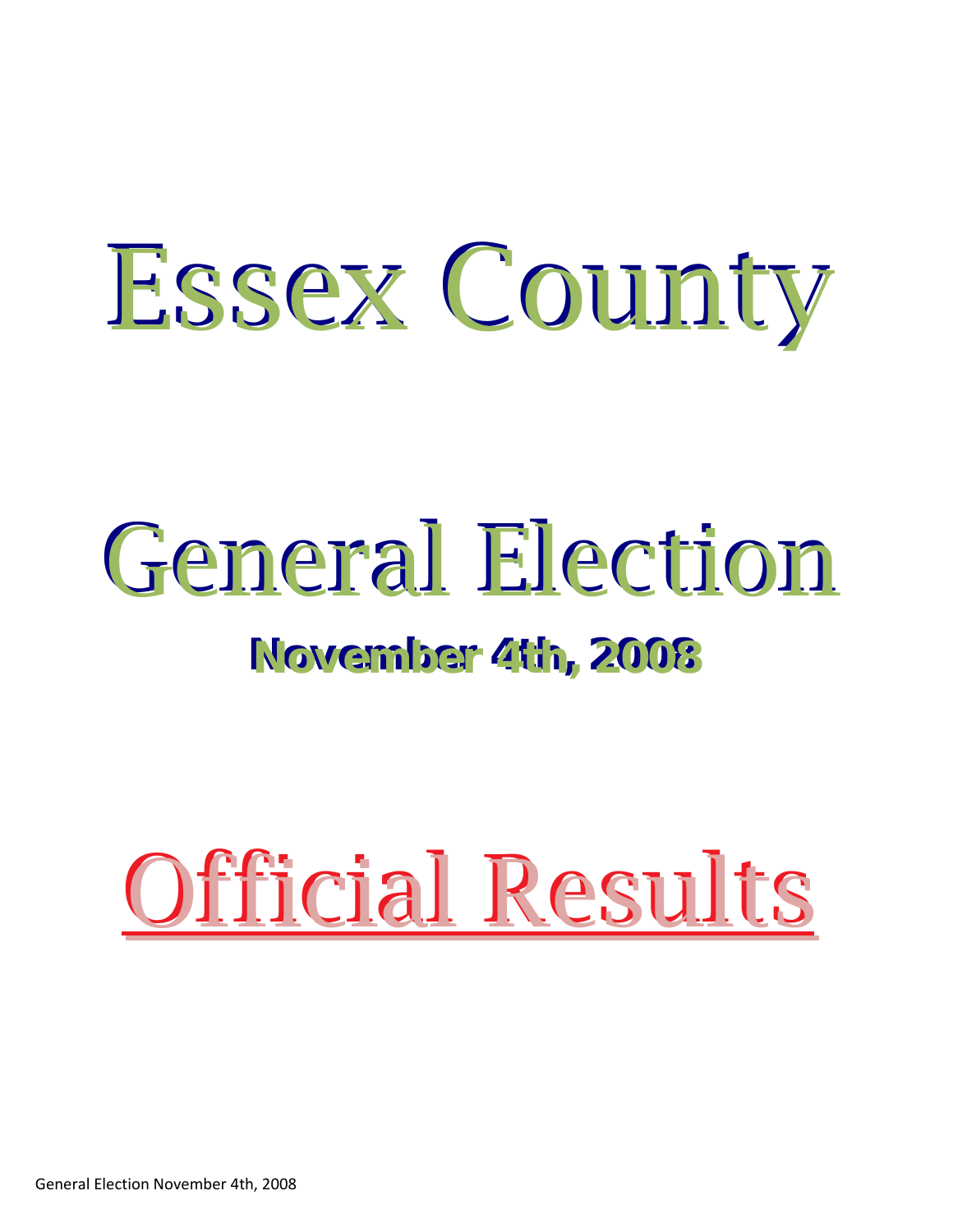# Essex County

# General Election

## November 4th, 2008

# Official Results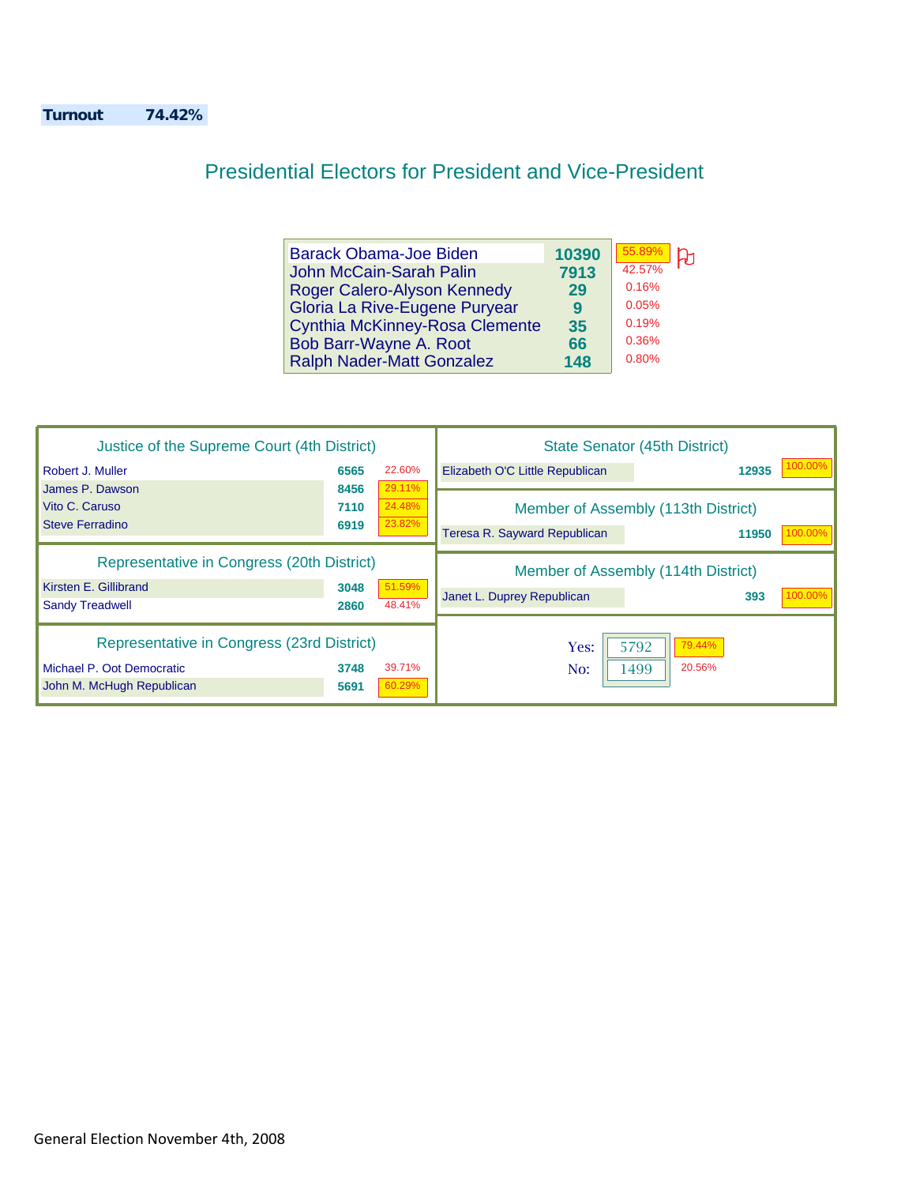**Turnout** **74.42%**

## Presidential Electors for President and Vice-President

| Candidate | Votes | Percent |
|---|---|---|
| Barack Obama-Joe Biden | 10390 | 55.89% |
| John McCain-Sarah Palin | 7913 | 42.57% |
| Roger Calero-Alyson Kennedy | 29 | 0.16% |
| Gloria La Rive-Eugene Puryear | 9 | 0.05% |
| Cynthia McKinney-Rosa Clemente | 35 | 0.19% |
| Bob Barr-Wayne A. Root | 66 | 0.36% |
| Ralph Nader-Matt Gonzalez | 148 | 0.80% |

### Justice of the Supreme Court (4th District)

| Candidate | Votes | Percent |
|---|---|---|
| Robert J. Muller | 6565 | 22.60% |
| James P. Dawson | 8456 | 29.11% |
| Vito C. Caruso | 7110 | 24.48% |
| Steve Ferradino | 6919 | 23.82% |

### Representative in Congress (20th District)

| Candidate | Votes | Percent |
|---|---|---|
| Kirsten E. Gillibrand | 3048 | 51.59% |
| Sandy Treadwell | 2860 | 48.41% |

### Representative in Congress (23rd District)

| Candidate | Votes | Percent |
|---|---|---|
| Michael P. Oot Democratic | 3748 | 39.71% |
| John M. McHugh Republican | 5691 | 60.29% |

### State Senator (45th District)

| Candidate | Votes | Percent |
|---|---|---|
| Elizabeth O'C Little Republican | 12935 | 100.00% |

### Member of Assembly (113th District)

| Candidate | Votes | Percent |
|---|---|---|
| Teresa R. Sayward Republican | 11950 | 100.00% |

### Member of Assembly (114th District)

| Candidate | Votes | Percent |
|---|---|---|
| Janet L. Duprey Republican | 393 | 100.00% |

| | Votes | Percent |
|---|---|---|
| Yes: | 5792 | 79.44% |
| No: | 1499 | 20.56% |

General Election November 4th, 2008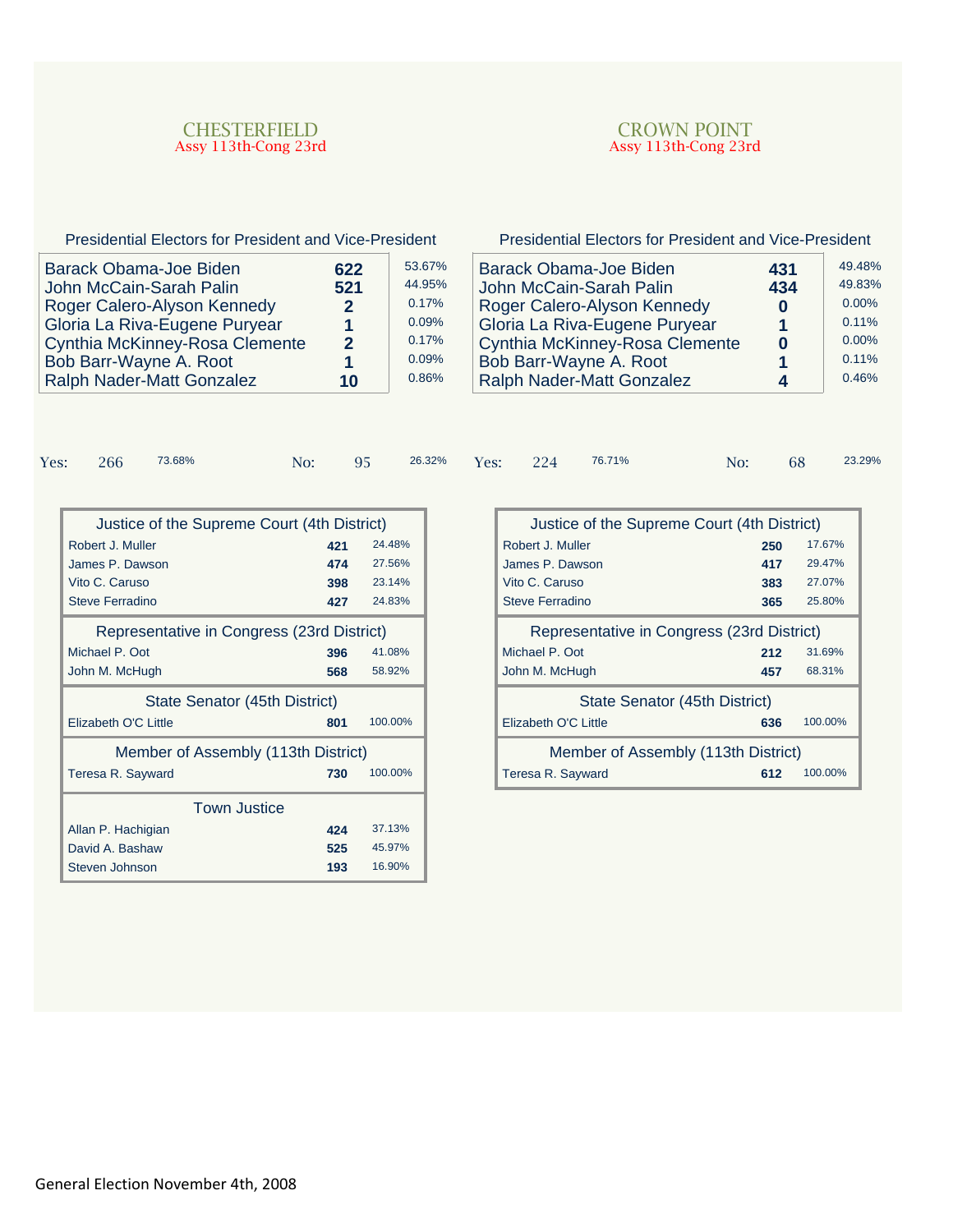## CHESTERFIELD

Assy 113th-Cong 23rd

### Presidential Electors for President and Vice-President

| Candidate | Votes | % |
|---|---|---|
| Barack Obama-Joe Biden | 622 | 53.67% |
| John McCain-Sarah Palin | 521 | 44.95% |
| Roger Calero-Alyson Kennedy | 2 | 0.17% |
| Gloria La Riva-Eugene Puryear | 1 | 0.09% |
| Cynthia McKinney-Rosa Clemente | 2 | 0.17% |
| Bob Barr-Wayne A. Root | 1 | 0.09% |
| Ralph Nader-Matt Gonzalez | 10 | 0.86% |

Yes: 266 73.68% No: 95 26.32%

### Justice of the Supreme Court (4th District)

| Candidate | Votes | % |
|---|---|---|
| Robert J. Muller | 421 | 24.48% |
| James P. Dawson | 474 | 27.56% |
| Vito C. Caruso | 398 | 23.14% |
| Steve Ferradino | 427 | 24.83% |

### Representative in Congress (23rd District)

| Candidate | Votes | % |
|---|---|---|
| Michael P. Oot | 396 | 41.08% |
| John M. McHugh | 568 | 58.92% |

### State Senator (45th District)

| Candidate | Votes | % |
|---|---|---|
| Elizabeth O'C Little | 801 | 100.00% |

### Member of Assembly (113th District)

| Candidate | Votes | % |
|---|---|---|
| Teresa R. Sayward | 730 | 100.00% |

### Town Justice

| Candidate | Votes | % |
|---|---|---|
| Allan P. Hachigian | 424 | 37.13% |
| David A. Bashaw | 525 | 45.97% |
| Steven Johnson | 193 | 16.90% |

## CROWN POINT

Assy 113th-Cong 23rd

### Presidential Electors for President and Vice-President

| Candidate | Votes | % |
|---|---|---|
| Barack Obama-Joe Biden | 431 | 49.48% |
| John McCain-Sarah Palin | 434 | 49.83% |
| Roger Calero-Alyson Kennedy | 0 | 0.00% |
| Gloria La Riva-Eugene Puryear | 1 | 0.11% |
| Cynthia McKinney-Rosa Clemente | 0 | 0.00% |
| Bob Barr-Wayne A. Root | 1 | 0.11% |
| Ralph Nader-Matt Gonzalez | 4 | 0.46% |

Yes: 224 76.71% No: 68 23.29%

### Justice of the Supreme Court (4th District)

| Candidate | Votes | % |
|---|---|---|
| Robert J. Muller | 250 | 17.67% |
| James P. Dawson | 417 | 29.47% |
| Vito C. Caruso | 383 | 27.07% |
| Steve Ferradino | 365 | 25.80% |

### Representative in Congress (23rd District)

| Candidate | Votes | % |
|---|---|---|
| Michael P. Oot | 212 | 31.69% |
| John M. McHugh | 457 | 68.31% |

### State Senator (45th District)

| Candidate | Votes | % |
|---|---|---|
| Elizabeth O'C Little | 636 | 100.00% |

### Member of Assembly (113th District)

| Candidate | Votes | % |
|---|---|---|
| Teresa R. Sayward | 612 | 100.00% |

General Election November 4th, 2008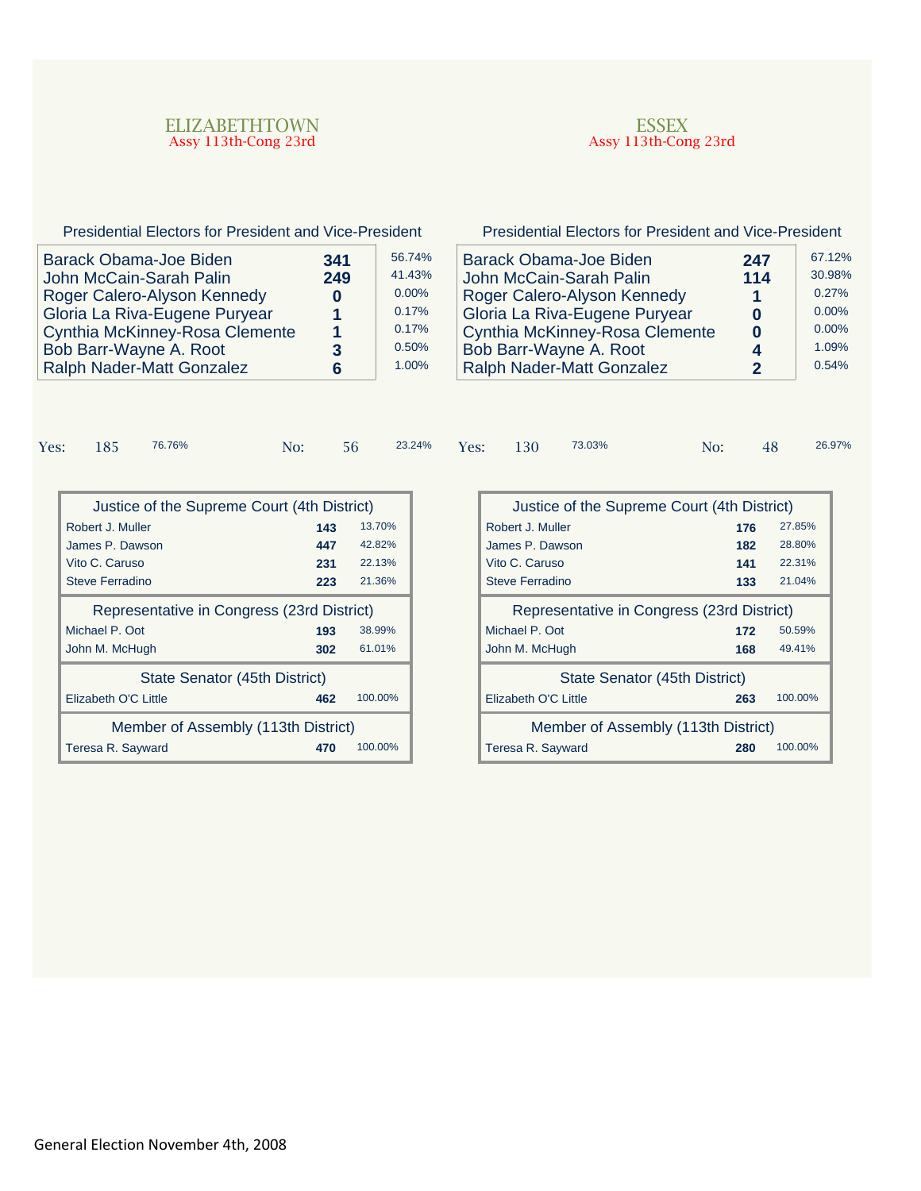## ELIZABETHTOWN

Assy 113th-Cong 23rd

### Presidential Electors for President and Vice-President

| Candidate | Votes | Percent |
|---|---|---|
| Barack Obama-Joe Biden | 341 | 56.74% |
| John McCain-Sarah Palin | 249 | 41.43% |
| Roger Calero-Alyson Kennedy | 0 | 0.00% |
| Gloria La Riva-Eugene Puryear | 1 | 0.17% |
| Cynthia McKinney-Rosa Clemente | 1 | 0.17% |
| Bob Barr-Wayne A. Root | 3 | 0.50% |
| Ralph Nader-Matt Gonzalez | 6 | 1.00% |

| Yes: | 185 | 76.76% | No: | 56 | 23.24% |
|---|---|---|---|---|---|

### Justice of the Supreme Court (4th District)

| Candidate | Votes | Percent |
|---|---|---|
| Robert J. Muller | 143 | 13.70% |
| James P. Dawson | 447 | 42.82% |
| Vito C. Caruso | 231 | 22.13% |
| Steve Ferradino | 223 | 21.36% |

### Representative in Congress (23rd District)

| Candidate | Votes | Percent |
|---|---|---|
| Michael P. Oot | 193 | 38.99% |
| John M. McHugh | 302 | 61.01% |

### State Senator (45th District)

| Candidate | Votes | Percent |
|---|---|---|
| Elizabeth O'C Little | 462 | 100.00% |

### Member of Assembly (113th District)

| Candidate | Votes | Percent |
|---|---|---|
| Teresa R. Sayward | 470 | 100.00% |

## ESSEX

Assy 113th-Cong 23rd

### Presidential Electors for President and Vice-President

| Candidate | Votes | Percent |
|---|---|---|
| Barack Obama-Joe Biden | 247 | 67.12% |
| John McCain-Sarah Palin | 114 | 30.98% |
| Roger Calero-Alyson Kennedy | 1 | 0.27% |
| Gloria La Riva-Eugene Puryear | 0 | 0.00% |
| Cynthia McKinney-Rosa Clemente | 0 | 0.00% |
| Bob Barr-Wayne A. Root | 4 | 1.09% |
| Ralph Nader-Matt Gonzalez | 2 | 0.54% |

| Yes: | 130 | 73.03% | No: | 48 | 26.97% |
|---|---|---|---|---|---|

### Justice of the Supreme Court (4th District)

| Candidate | Votes | Percent |
|---|---|---|
| Robert J. Muller | 176 | 27.85% |
| James P. Dawson | 182 | 28.80% |
| Vito C. Caruso | 141 | 22.31% |
| Steve Ferradino | 133 | 21.04% |

### Representative in Congress (23rd District)

| Candidate | Votes | Percent |
|---|---|---|
| Michael P. Oot | 172 | 50.59% |
| John M. McHugh | 168 | 49.41% |

### State Senator (45th District)

| Candidate | Votes | Percent |
|---|---|---|
| Elizabeth O'C Little | 263 | 100.00% |

### Member of Assembly (113th District)

| Candidate | Votes | Percent |
|---|---|---|
| Teresa R. Sayward | 280 | 100.00% |

General Election November 4th, 2008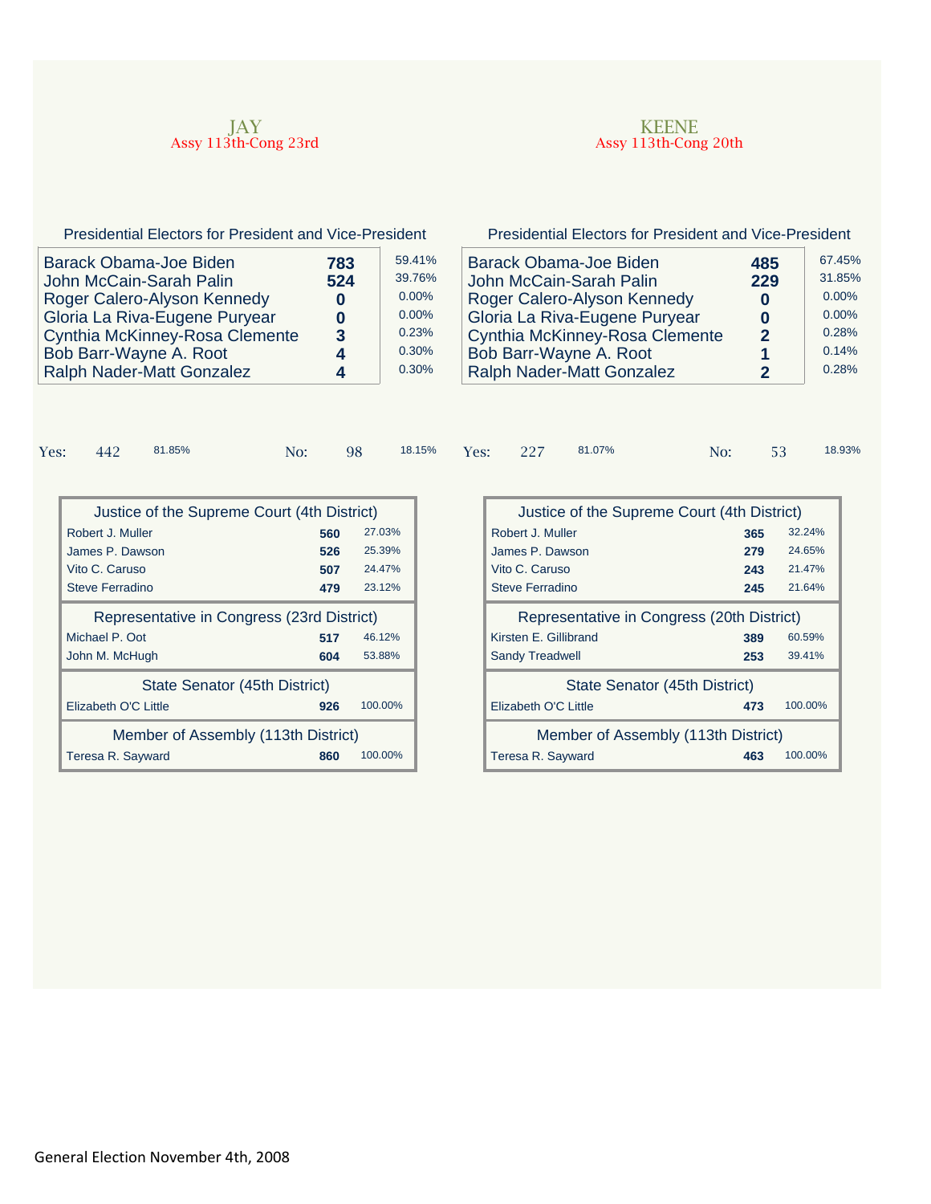## JAY
Assy 113th-Cong 23rd

### Presidential Electors for President and Vice-President

| Candidate | Votes | % |
|---|---|---|
| Barack Obama-Joe Biden | 783 | 59.41% |
| John McCain-Sarah Palin | 524 | 39.76% |
| Roger Calero-Alyson Kennedy | 0 | 0.00% |
| Gloria La Riva-Eugene Puryear | 0 | 0.00% |
| Cynthia McKinney-Rosa Clemente | 3 | 0.23% |
| Bob Barr-Wayne A. Root | 4 | 0.30% |
| Ralph Nader-Matt Gonzalez | 4 | 0.30% |

Yes: 442 81.85% No: 98 18.15%

| Justice of the Supreme Court (4th District) | | |
|---|---|---|
| Robert J. Muller | 560 | 27.03% |
| James P. Dawson | 526 | 25.39% |
| Vito C. Caruso | 507 | 24.47% |
| Steve Ferradino | 479 | 23.12% |
| **Representative in Congress (23rd District)** | | |
| Michael P. Oot | 517 | 46.12% |
| John M. McHugh | 604 | 53.88% |
| **State Senator (45th District)** | | |
| Elizabeth O'C Little | 926 | 100.00% |
| **Member of Assembly (113th District)** | | |
| Teresa R. Sayward | 860 | 100.00% |

## KEENE
Assy 113th-Cong 20th

### Presidential Electors for President and Vice-President

| Candidate | Votes | % |
|---|---|---|
| Barack Obama-Joe Biden | 485 | 67.45% |
| John McCain-Sarah Palin | 229 | 31.85% |
| Roger Calero-Alyson Kennedy | 0 | 0.00% |
| Gloria La Riva-Eugene Puryear | 0 | 0.00% |
| Cynthia McKinney-Rosa Clemente | 2 | 0.28% |
| Bob Barr-Wayne A. Root | 1 | 0.14% |
| Ralph Nader-Matt Gonzalez | 2 | 0.28% |

Yes: 227 81.07% No: 53 18.93%

| Justice of the Supreme Court (4th District) | | |
|---|---|---|
| Robert J. Muller | 365 | 32.24% |
| James P. Dawson | 279 | 24.65% |
| Vito C. Caruso | 243 | 21.47% |
| Steve Ferradino | 245 | 21.64% |
| **Representative in Congress (20th District)** | | |
| Kirsten E. Gillibrand | 389 | 60.59% |
| Sandy Treadwell | 253 | 39.41% |
| **State Senator (45th District)** | | |
| Elizabeth O'C Little | 473 | 100.00% |
| **Member of Assembly (113th District)** | | |
| Teresa R. Sayward | 463 | 100.00% |

General Election November 4th, 2008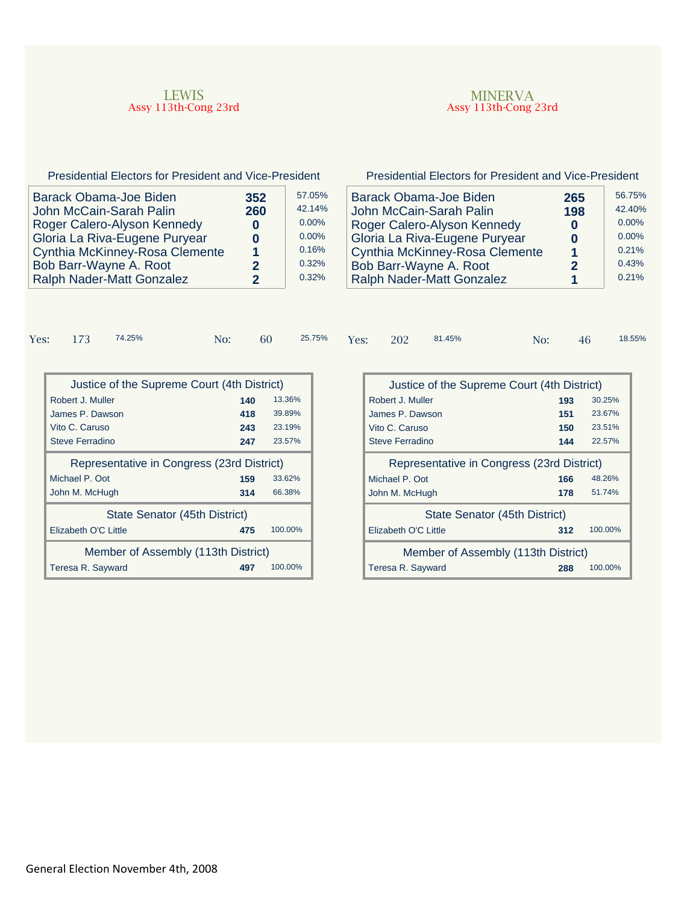## LEWIS
Assy 113th-Cong 23rd

### Presidential Electors for President and Vice-President

| Candidate | Votes | Percent |
| --- | --- | --- |
| Barack Obama-Joe Biden | 352 | 57.05% |
| John McCain-Sarah Palin | 260 | 42.14% |
| Roger Calero-Alyson Kennedy | 0 | 0.00% |
| Gloria La Riva-Eugene Puryear | 0 | 0.00% |
| Cynthia McKinney-Rosa Clemente | 1 | 0.16% |
| Bob Barr-Wayne A. Root | 2 | 0.32% |
| Ralph Nader-Matt Gonzalez | 2 | 0.32% |

Yes: 173 74.25% No: 60 25.75%

### Justice of the Supreme Court (4th District)

| Candidate | Votes | Percent |
| --- | --- | --- |
| Robert J. Muller | 140 | 13.36% |
| James P. Dawson | 418 | 39.89% |
| Vito C. Caruso | 243 | 23.19% |
| Steve Ferradino | 247 | 23.57% |

### Representative in Congress (23rd District)

| Candidate | Votes | Percent |
| --- | --- | --- |
| Michael P. Oot | 159 | 33.62% |
| John M. McHugh | 314 | 66.38% |

### State Senator (45th District)

| Candidate | Votes | Percent |
| --- | --- | --- |
| Elizabeth O'C Little | 475 | 100.00% |

### Member of Assembly (113th District)

| Candidate | Votes | Percent |
| --- | --- | --- |
| Teresa R. Sayward | 497 | 100.00% |

## MINERVA
Assy 113th-Cong 23rd

### Presidential Electors for President and Vice-President

| Candidate | Votes | Percent |
| --- | --- | --- |
| Barack Obama-Joe Biden | 265 | 56.75% |
| John McCain-Sarah Palin | 198 | 42.40% |
| Roger Calero-Alyson Kennedy | 0 | 0.00% |
| Gloria La Riva-Eugene Puryear | 0 | 0.00% |
| Cynthia McKinney-Rosa Clemente | 1 | 0.21% |
| Bob Barr-Wayne A. Root | 2 | 0.43% |
| Ralph Nader-Matt Gonzalez | 1 | 0.21% |

Yes: 202 81.45% No: 46 18.55%

### Justice of the Supreme Court (4th District)

| Candidate | Votes | Percent |
| --- | --- | --- |
| Robert J. Muller | 193 | 30.25% |
| James P. Dawson | 151 | 23.67% |
| Vito C. Caruso | 150 | 23.51% |
| Steve Ferradino | 144 | 22.57% |

### Representative in Congress (23rd District)

| Candidate | Votes | Percent |
| --- | --- | --- |
| Michael P. Oot | 166 | 48.26% |
| John M. McHugh | 178 | 51.74% |

### State Senator (45th District)

| Candidate | Votes | Percent |
| --- | --- | --- |
| Elizabeth O'C Little | 312 | 100.00% |

### Member of Assembly (113th District)

| Candidate | Votes | Percent |
| --- | --- | --- |
| Teresa R. Sayward | 288 | 100.00% |

General Election November 4th, 2008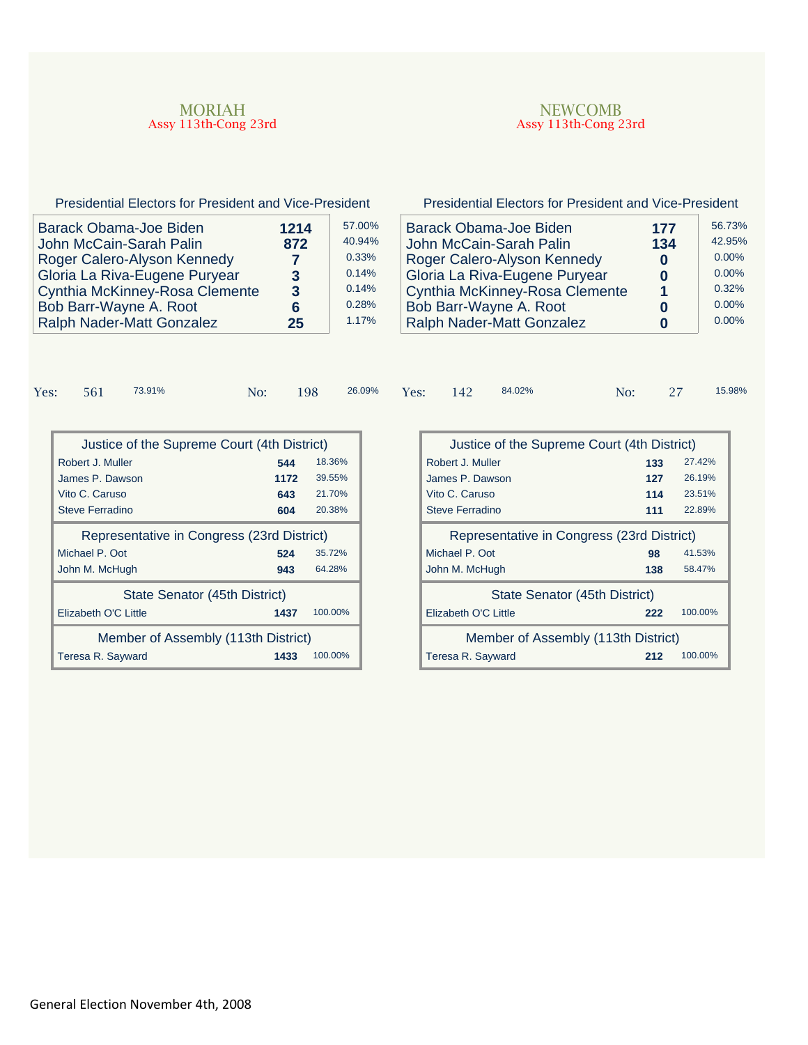## MORIAH

Assy 113th-Cong 23rd

### Presidential Electors for President and Vice-President

| Candidate | Votes | Percent |
|---|---|---|
| Barack Obama-Joe Biden | 1214 | 57.00% |
| John McCain-Sarah Palin | 872 | 40.94% |
| Roger Calero-Alyson Kennedy | 7 | 0.33% |
| Gloria La Riva-Eugene Puryear | 3 | 0.14% |
| Cynthia McKinney-Rosa Clemente | 3 | 0.14% |
| Bob Barr-Wayne A. Root | 6 | 0.28% |
| Ralph Nader-Matt Gonzalez | 25 | 1.17% |

Yes: 561 73.91% No: 198 26.09%

### Justice of the Supreme Court (4th District)

| Candidate | Votes | Percent |
|---|---|---|
| Robert J. Muller | 544 | 18.36% |
| James P. Dawson | 1172 | 39.55% |
| Vito C. Caruso | 643 | 21.70% |
| Steve Ferradino | 604 | 20.38% |

### Representative in Congress (23rd District)

| Candidate | Votes | Percent |
|---|---|---|
| Michael P. Oot | 524 | 35.72% |
| John M. McHugh | 943 | 64.28% |

### State Senator (45th District)

| Candidate | Votes | Percent |
|---|---|---|
| Elizabeth O'C Little | 1437 | 100.00% |

### Member of Assembly (113th District)

| Candidate | Votes | Percent |
|---|---|---|
| Teresa R. Sayward | 1433 | 100.00% |

## NEWCOMB

Assy 113th-Cong 23rd

### Presidential Electors for President and Vice-President

| Candidate | Votes | Percent |
|---|---|---|
| Barack Obama-Joe Biden | 177 | 56.73% |
| John McCain-Sarah Palin | 134 | 42.95% |
| Roger Calero-Alyson Kennedy | 0 | 0.00% |
| Gloria La Riva-Eugene Puryear | 0 | 0.00% |
| Cynthia McKinney-Rosa Clemente | 1 | 0.32% |
| Bob Barr-Wayne A. Root | 0 | 0.00% |
| Ralph Nader-Matt Gonzalez | 0 | 0.00% |

Yes: 142 84.02% No: 27 15.98%

### Justice of the Supreme Court (4th District)

| Candidate | Votes | Percent |
|---|---|---|
| Robert J. Muller | 133 | 27.42% |
| James P. Dawson | 127 | 26.19% |
| Vito C. Caruso | 114 | 23.51% |
| Steve Ferradino | 111 | 22.89% |

### Representative in Congress (23rd District)

| Candidate | Votes | Percent |
|---|---|---|
| Michael P. Oot | 98 | 41.53% |
| John M. McHugh | 138 | 58.47% |

### State Senator (45th District)

| Candidate | Votes | Percent |
|---|---|---|
| Elizabeth O'C Little | 222 | 100.00% |

### Member of Assembly (113th District)

| Candidate | Votes | Percent |
|---|---|---|
| Teresa R. Sayward | 212 | 100.00% |

General Election November 4th, 2008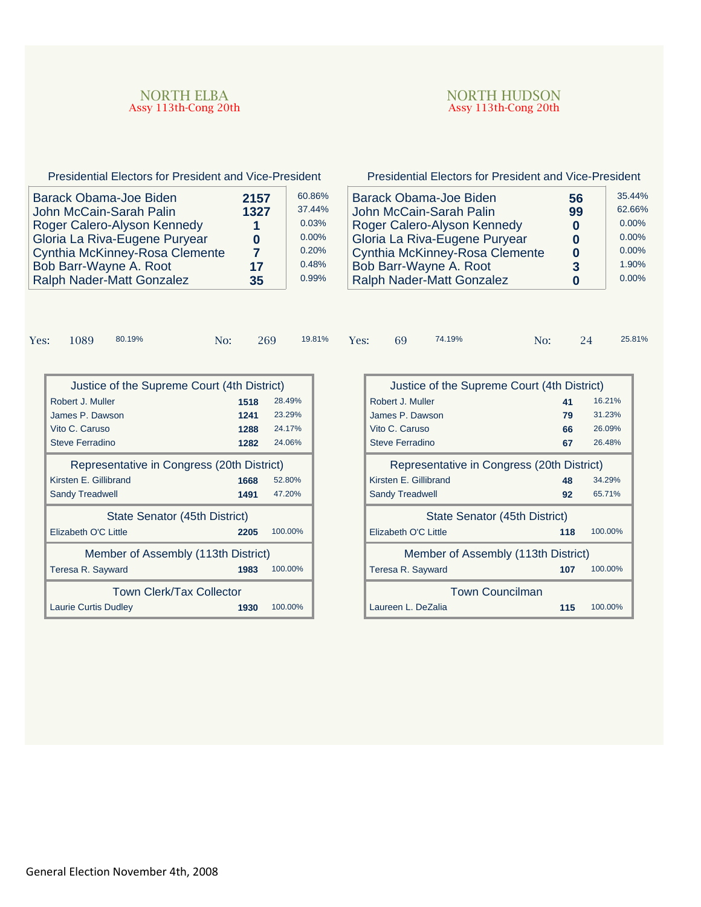## NORTH ELBA

Assy 113th-Cong 20th

### Presidential Electors for President and Vice-President

| Candidate | Votes | % |
|---|---|---|
| Barack Obama-Joe Biden | 2157 | 60.86% |
| John McCain-Sarah Palin | 1327 | 37.44% |
| Roger Calero-Alyson Kennedy | 1 | 0.03% |
| Gloria La Riva-Eugene Puryear | 0 | 0.00% |
| Cynthia McKinney-Rosa Clemente | 7 | 0.20% |
| Bob Barr-Wayne A. Root | 17 | 0.48% |
| Ralph Nader-Matt Gonzalez | 35 | 0.99% |

Yes: 1089 80.19% No: 269 19.81%

### Justice of the Supreme Court (4th District)

| Candidate | Votes | % |
|---|---|---|
| Robert J. Muller | 1518 | 28.49% |
| James P. Dawson | 1241 | 23.29% |
| Vito C. Caruso | 1288 | 24.17% |
| Steve Ferradino | 1282 | 24.06% |

### Representative in Congress (20th District)

| Candidate | Votes | % |
|---|---|---|
| Kirsten E. Gillibrand | 1668 | 52.80% |
| Sandy Treadwell | 1491 | 47.20% |

### State Senator (45th District)

| Candidate | Votes | % |
|---|---|---|
| Elizabeth O'C Little | 2205 | 100.00% |

### Member of Assembly (113th District)

| Candidate | Votes | % |
|---|---|---|
| Teresa R. Sayward | 1983 | 100.00% |

### Town Clerk/Tax Collector

| Candidate | Votes | % |
|---|---|---|
| Laurie Curtis Dudley | 1930 | 100.00% |

## NORTH HUDSON

Assy 113th-Cong 20th

### Presidential Electors for President and Vice-President

| Candidate | Votes | % |
|---|---|---|
| Barack Obama-Joe Biden | 56 | 35.44% |
| John McCain-Sarah Palin | 99 | 62.66% |
| Roger Calero-Alyson Kennedy | 0 | 0.00% |
| Gloria La Riva-Eugene Puryear | 0 | 0.00% |
| Cynthia McKinney-Rosa Clemente | 0 | 0.00% |
| Bob Barr-Wayne A. Root | 3 | 1.90% |
| Ralph Nader-Matt Gonzalez | 0 | 0.00% |

Yes: 69 74.19% No: 24 25.81%

### Justice of the Supreme Court (4th District)

| Candidate | Votes | % |
|---|---|---|
| Robert J. Muller | 41 | 16.21% |
| James P. Dawson | 79 | 31.23% |
| Vito C. Caruso | 66 | 26.09% |
| Steve Ferradino | 67 | 26.48% |

### Representative in Congress (20th District)

| Candidate | Votes | % |
|---|---|---|
| Kirsten E. Gillibrand | 48 | 34.29% |
| Sandy Treadwell | 92 | 65.71% |

### State Senator (45th District)

| Candidate | Votes | % |
|---|---|---|
| Elizabeth O'C Little | 118 | 100.00% |

### Member of Assembly (113th District)

| Candidate | Votes | % |
|---|---|---|
| Teresa R. Sayward | 107 | 100.00% |

### Town Councilman

| Candidate | Votes | % |
|---|---|---|
| Laureen L. DeZalia | 115 | 100.00% |

General Election November 4th, 2008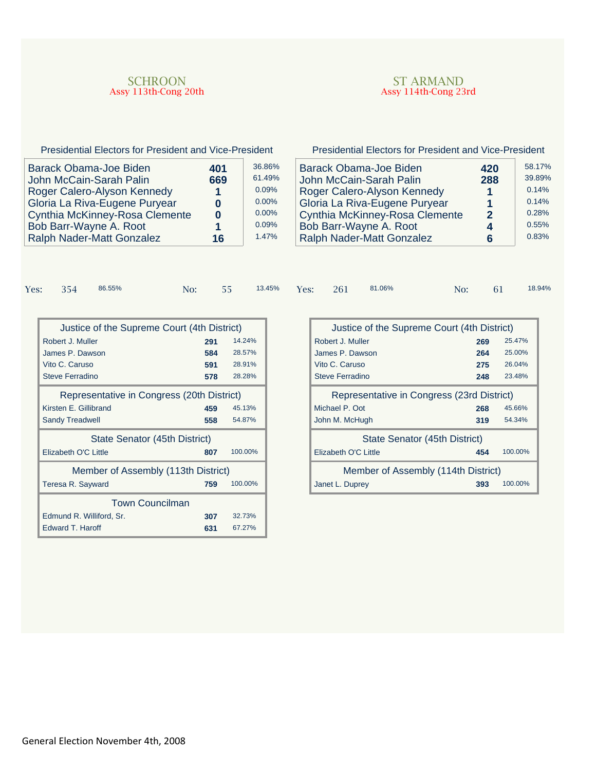## SCHROON
Assy 113th-Cong 20th

### Presidential Electors for President and Vice-President

| Candidate | Votes | % |
|---|---|---|
| Barack Obama-Joe Biden | **401** | 36.86% |
| John McCain-Sarah Palin | **669** | 61.49% |
| Roger Calero-Alyson Kennedy | **1** | 0.09% |
| Gloria La Riva-Eugene Puryear | **0** | 0.00% |
| Cynthia McKinney-Rosa Clemente | **0** | 0.00% |
| Bob Barr-Wayne A. Root | **1** | 0.09% |
| Ralph Nader-Matt Gonzalez | **16** | 1.47% |

Yes: 354 86.55% No: 55 13.45%

| Justice of the Supreme Court (4th District) | | |
|---|---|---|
| Robert J. Muller | **291** | 14.24% |
| James P. Dawson | **584** | 28.57% |
| Vito C. Caruso | **591** | 28.91% |
| Steve Ferradino | **578** | 28.28% |

| Representative in Congress (20th District) | | |
|---|---|---|
| Kirsten E. Gillibrand | **459** | 45.13% |
| Sandy Treadwell | **558** | 54.87% |

| State Senator (45th District) | | |
|---|---|---|
| Elizabeth O'C Little | **807** | 100.00% |

| Member of Assembly (113th District) | | |
|---|---|---|
| Teresa R. Sayward | **759** | 100.00% |

| Town Councilman | | |
|---|---|---|
| Edmund R. Williford, Sr. | **307** | 32.73% |
| Edward T. Haroff | **631** | 67.27% |

## ST ARMAND
Assy 114th-Cong 23rd

### Presidential Electors for President and Vice-President

| Candidate | Votes | % |
|---|---|---|
| Barack Obama-Joe Biden | **420** | 58.17% |
| John McCain-Sarah Palin | **288** | 39.89% |
| Roger Calero-Alyson Kennedy | **1** | 0.14% |
| Gloria La Riva-Eugene Puryear | **1** | 0.14% |
| Cynthia McKinney-Rosa Clemente | **2** | 0.28% |
| Bob Barr-Wayne A. Root | **4** | 0.55% |
| Ralph Nader-Matt Gonzalez | **6** | 0.83% |

Yes: 261 81.06% No: 61 18.94%

| Justice of the Supreme Court (4th District) | | |
|---|---|---|
| Robert J. Muller | **269** | 25.47% |
| James P. Dawson | **264** | 25.00% |
| Vito C. Caruso | **275** | 26.04% |
| Steve Ferradino | **248** | 23.48% |

| Representative in Congress (23rd District) | | |
|---|---|---|
| Michael P. Oot | **268** | 45.66% |
| John M. McHugh | **319** | 54.34% |

| State Senator (45th District) | | |
|---|---|---|
| Elizabeth O'C Little | **454** | 100.00% |

| Member of Assembly (114th District) | | |
|---|---|---|
| Janet L. Duprey | **393** | 100.00% |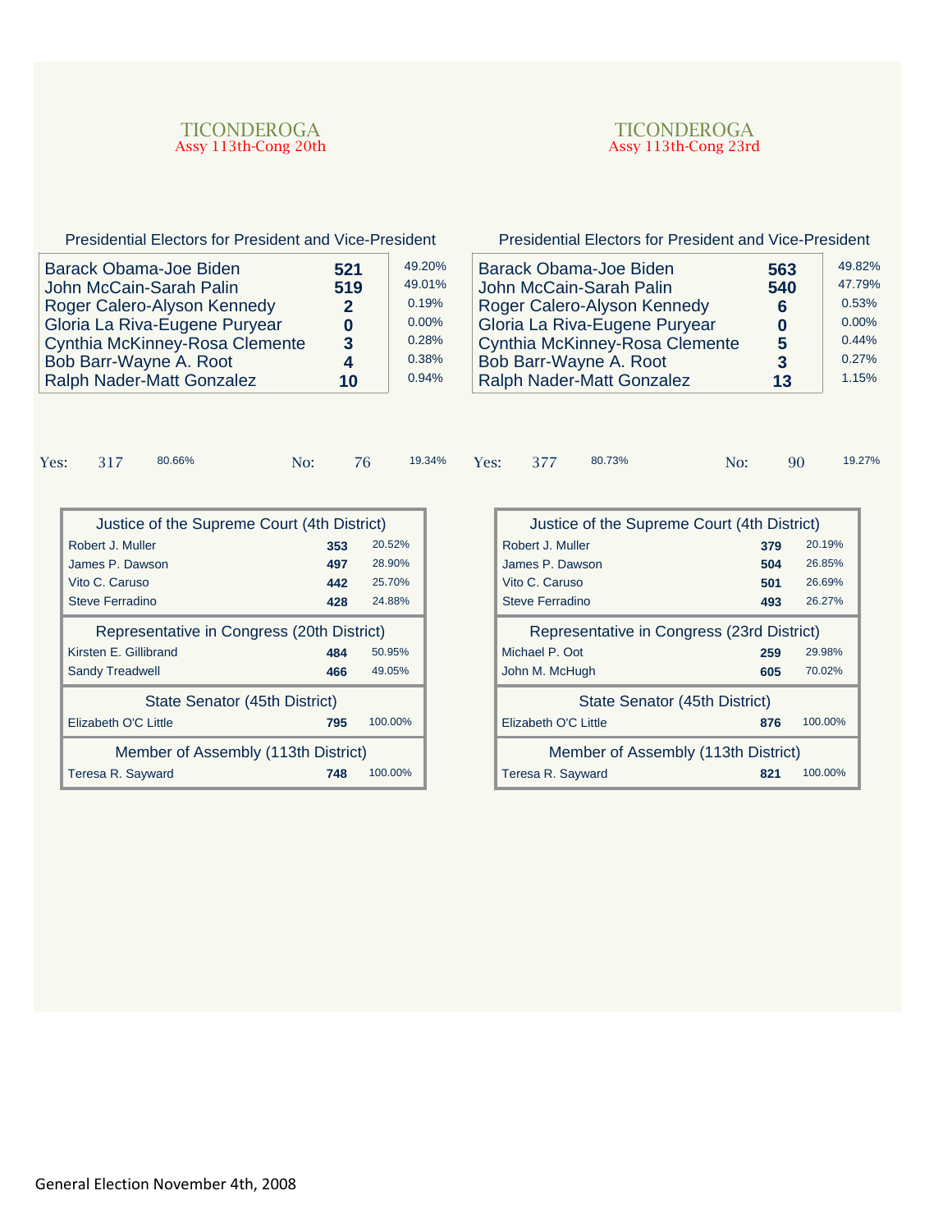## TICONDEROGA
### Assy 113th-Cong 20th

**Presidential Electors for President and Vice-President**

| Candidate | Votes | % |
|---|---|---|
| Barack Obama-Joe Biden | 521 | 49.20% |
| John McCain-Sarah Palin | 519 | 49.01% |
| Roger Calero-Alyson Kennedy | 2 | 0.19% |
| Gloria La Riva-Eugene Puryear | 0 | 0.00% |
| Cynthia McKinney-Rosa Clemente | 3 | 0.28% |
| Bob Barr-Wayne A. Root | 4 | 0.38% |
| Ralph Nader-Matt Gonzalez | 10 | 0.94% |

Yes: 317 80.66% No: 76 19.34%

**Justice of the Supreme Court (4th District)**

| Candidate | Votes | % |
|---|---|---|
| Robert J. Muller | 353 | 20.52% |
| James P. Dawson | 497 | 28.90% |
| Vito C. Caruso | 442 | 25.70% |
| Steve Ferradino | 428 | 24.88% |

**Representative in Congress (20th District)**

| Candidate | Votes | % |
|---|---|---|
| Kirsten E. Gillibrand | 484 | 50.95% |
| Sandy Treadwell | 466 | 49.05% |

**State Senator (45th District)**

| Candidate | Votes | % |
|---|---|---|
| Elizabeth O'C Little | 795 | 100.00% |

**Member of Assembly (113th District)**

| Candidate | Votes | % |
|---|---|---|
| Teresa R. Sayward | 748 | 100.00% |

## TICONDEROGA
### Assy 113th-Cong 23rd

**Presidential Electors for President and Vice-President**

| Candidate | Votes | % |
|---|---|---|
| Barack Obama-Joe Biden | 563 | 49.82% |
| John McCain-Sarah Palin | 540 | 47.79% |
| Roger Calero-Alyson Kennedy | 6 | 0.53% |
| Gloria La Riva-Eugene Puryear | 0 | 0.00% |
| Cynthia McKinney-Rosa Clemente | 5 | 0.44% |
| Bob Barr-Wayne A. Root | 3 | 0.27% |
| Ralph Nader-Matt Gonzalez | 13 | 1.15% |

Yes: 377 80.73% No: 90 19.27%

**Justice of the Supreme Court (4th District)**

| Candidate | Votes | % |
|---|---|---|
| Robert J. Muller | 379 | 20.19% |
| James P. Dawson | 504 | 26.85% |
| Vito C. Caruso | 501 | 26.69% |
| Steve Ferradino | 493 | 26.27% |

**Representative in Congress (23rd District)**

| Candidate | Votes | % |
|---|---|---|
| Michael P. Oot | 259 | 29.98% |
| John M. McHugh | 605 | 70.02% |

**State Senator (45th District)**

| Candidate | Votes | % |
|---|---|---|
| Elizabeth O'C Little | 876 | 100.00% |

**Member of Assembly (113th District)**

| Candidate | Votes | % |
|---|---|---|
| Teresa R. Sayward | 821 | 100.00% |

General Election November 4th, 2008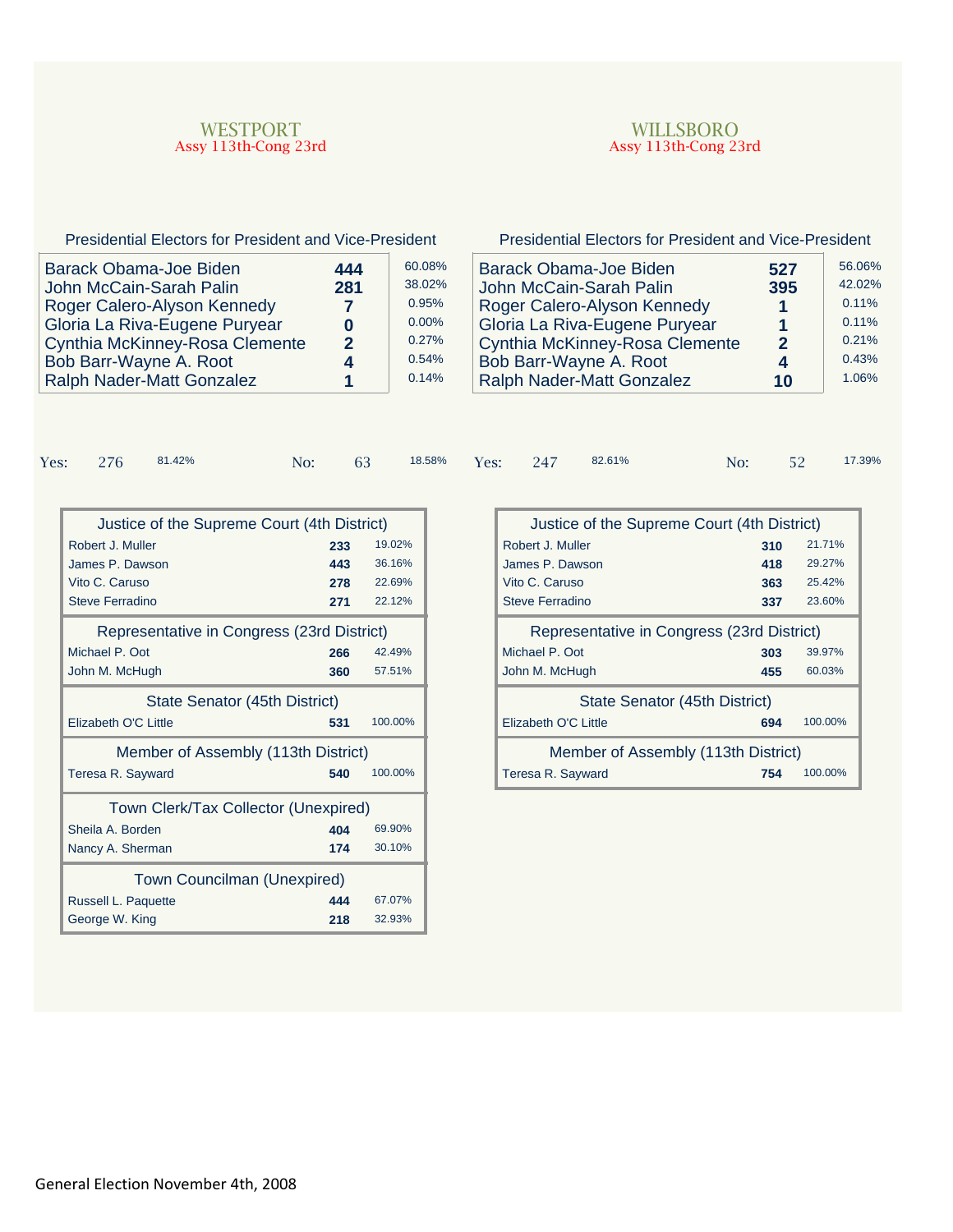## WESTPORT

Assy 113th-Cong 23rd

### Presidential Electors for President and Vice-President

| Candidate | Votes | % |
|---|---|---|
| Barack Obama-Joe Biden | 444 | 60.08% |
| John McCain-Sarah Palin | 281 | 38.02% |
| Roger Calero-Alyson Kennedy | 7 | 0.95% |
| Gloria La Riva-Eugene Puryear | 0 | 0.00% |
| Cynthia McKinney-Rosa Clemente | 2 | 0.27% |
| Bob Barr-Wayne A. Root | 4 | 0.54% |
| Ralph Nader-Matt Gonzalez | 1 | 0.14% |

Yes: 276 81.42% No: 63 18.58%

### Justice of the Supreme Court (4th District)

| Candidate | Votes | % |
|---|---|---|
| Robert J. Muller | 233 | 19.02% |
| James P. Dawson | 443 | 36.16% |
| Vito C. Caruso | 278 | 22.69% |
| Steve Ferradino | 271 | 22.12% |

### Representative in Congress (23rd District)

| Candidate | Votes | % |
|---|---|---|
| Michael P. Oot | 266 | 42.49% |
| John M. McHugh | 360 | 57.51% |

### State Senator (45th District)

| Candidate | Votes | % |
|---|---|---|
| Elizabeth O'C Little | 531 | 100.00% |

### Member of Assembly (113th District)

| Candidate | Votes | % |
|---|---|---|
| Teresa R. Sayward | 540 | 100.00% |

### Town Clerk/Tax Collector (Unexpired)

| Candidate | Votes | % |
|---|---|---|
| Sheila A. Borden | 404 | 69.90% |
| Nancy A. Sherman | 174 | 30.10% |

### Town Councilman (Unexpired)

| Candidate | Votes | % |
|---|---|---|
| Russell L. Paquette | 444 | 67.07% |
| George W. King | 218 | 32.93% |

## WILLSBORO

Assy 113th-Cong 23rd

### Presidential Electors for President and Vice-President

| Candidate | Votes | % |
|---|---|---|
| Barack Obama-Joe Biden | 527 | 56.06% |
| John McCain-Sarah Palin | 395 | 42.02% |
| Roger Calero-Alyson Kennedy | 1 | 0.11% |
| Gloria La Riva-Eugene Puryear | 1 | 0.11% |
| Cynthia McKinney-Rosa Clemente | 2 | 0.21% |
| Bob Barr-Wayne A. Root | 4 | 0.43% |
| Ralph Nader-Matt Gonzalez | 10 | 1.06% |

Yes: 247 82.61% No: 52 17.39%

### Justice of the Supreme Court (4th District)

| Candidate | Votes | % |
|---|---|---|
| Robert J. Muller | 310 | 21.71% |
| James P. Dawson | 418 | 29.27% |
| Vito C. Caruso | 363 | 25.42% |
| Steve Ferradino | 337 | 23.60% |

### Representative in Congress (23rd District)

| Candidate | Votes | % |
|---|---|---|
| Michael P. Oot | 303 | 39.97% |
| John M. McHugh | 455 | 60.03% |

### State Senator (45th District)

| Candidate | Votes | % |
|---|---|---|
| Elizabeth O'C Little | 694 | 100.00% |

### Member of Assembly (113th District)

| Candidate | Votes | % |
|---|---|---|
| Teresa R. Sayward | 754 | 100.00% |

General Election November 4th, 2008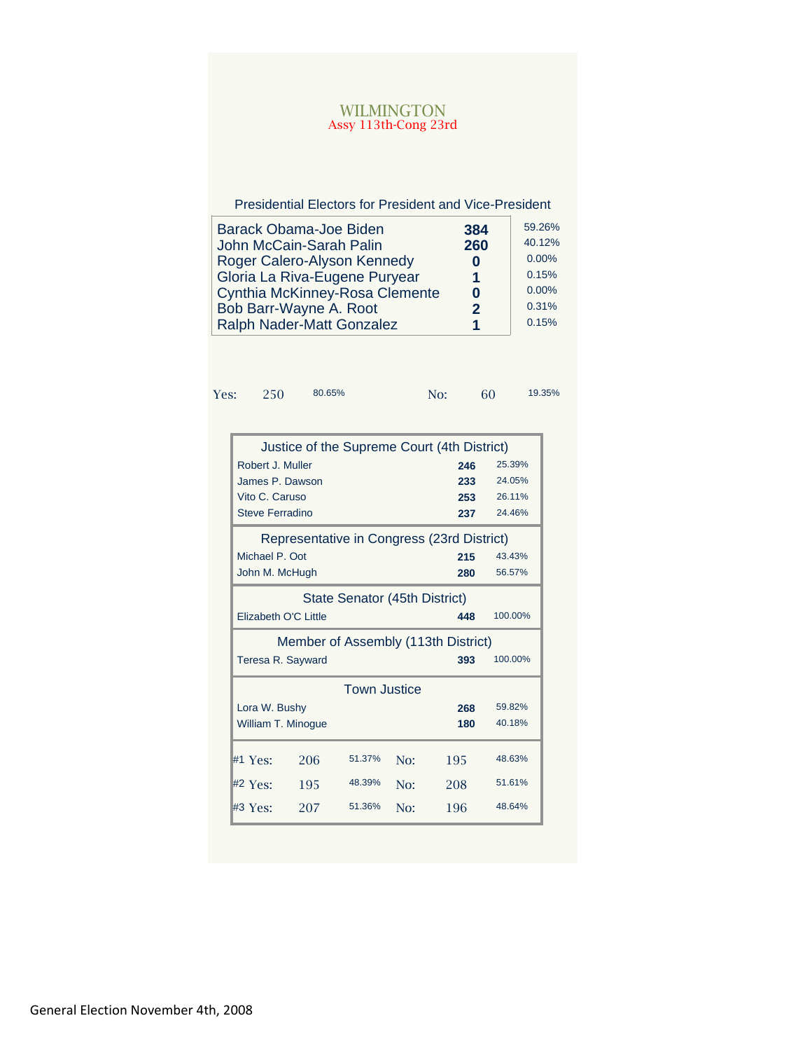# WILMINGTON

## Assy 113th-Cong 23rd

### Presidential Electors for President and Vice-President

| Candidate | Votes | Percent |
|---|---|---|
| Barack Obama-Joe Biden | **384** | 59.26% |
| John McCain-Sarah Palin | **260** | 40.12% |
| Roger Calero-Alyson Kennedy | **0** | 0.00% |
| Gloria La Riva-Eugene Puryear | **1** | 0.15% |
| Cynthia McKinney-Rosa Clemente | **0** | 0.00% |
| Bob Barr-Wayne A. Root | **2** | 0.31% |
| Ralph Nader-Matt Gonzalez | **1** | 0.15% |

| Yes: | 250 | 80.65% | No: | 60 | 19.35% |
|---|---|---|---|---|---|

### Justice of the Supreme Court (4th District)

| Candidate | Votes | Percent |
|---|---|---|
| Robert J. Muller | **246** | 25.39% |
| James P. Dawson | **233** | 24.05% |
| Vito C. Caruso | **253** | 26.11% |
| Steve Ferradino | **237** | 24.46% |

### Representative in Congress (23rd District)

| Candidate | Votes | Percent |
|---|---|---|
| Michael P. Oot | **215** | 43.43% |
| John M. McHugh | **280** | 56.57% |

### State Senator (45th District)

| Candidate | Votes | Percent |
|---|---|---|
| Elizabeth O'C Little | **448** | 100.00% |

### Member of Assembly (113th District)

| Candidate | Votes | Percent |
|---|---|---|
| Teresa R. Sayward | **393** | 100.00% |

### Town Justice

| Candidate | Votes | Percent |
|---|---|---|
| Lora W. Bushy | **268** | 59.82% |
| William T. Minogue | **180** | 40.18% |

| Proposition | Yes | Yes % | No | No % |
|---|---|---|---|---|
| #1 | 206 | 51.37% | 195 | 48.63% |
| #2 | 195 | 48.39% | 208 | 51.61% |
| #3 | 207 | 51.36% | 196 | 48.64% |

General Election November 4th, 2008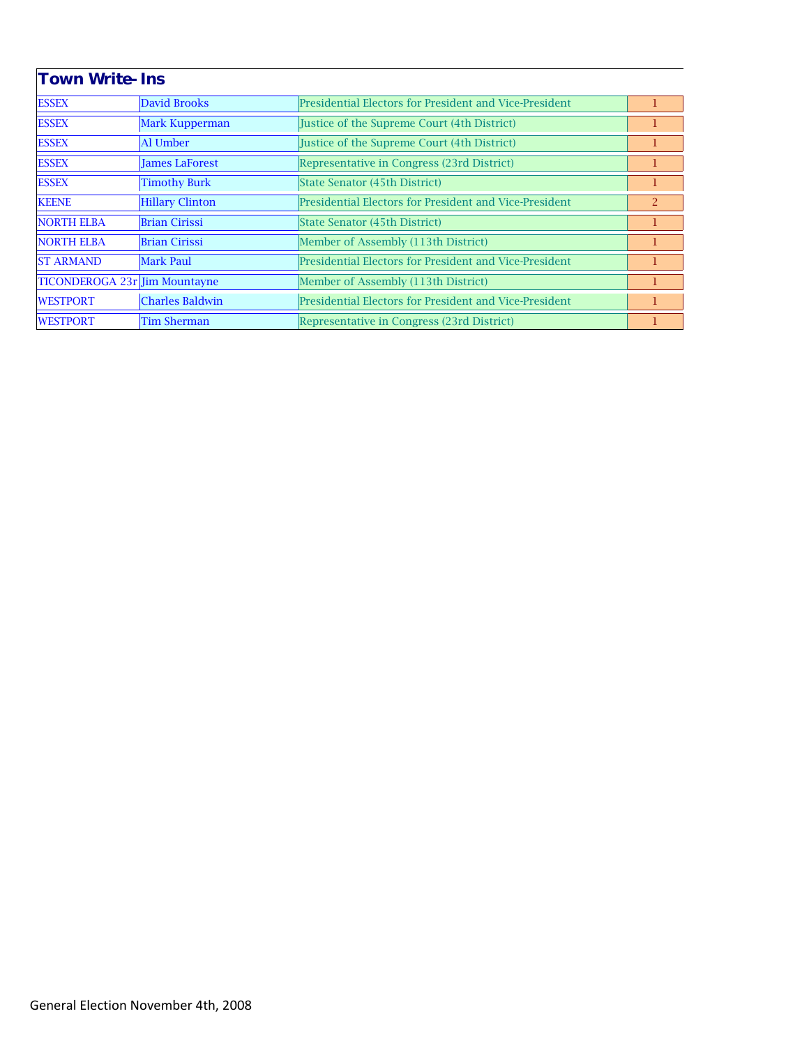## Town Write-Ins

| | | | |
|---|---|---|---|
| ESSEX | David Brooks | Presidential Electors for President and Vice-President | 1 |
| ESSEX | Mark Kupperman | Justice of the Supreme Court (4th District) | 1 |
| ESSEX | Al Umber | Justice of the Supreme Court (4th District) | 1 |
| ESSEX | James LaForest | Representative in Congress (23rd District) | 1 |
| ESSEX | Timothy Burk | State Senator (45th District) | 1 |
| KEENE | Hillary Clinton | Presidential Electors for President and Vice-President | 2 |
| NORTH ELBA | Brian Cirissi | State Senator (45th District) | 1 |
| NORTH ELBA | Brian Cirissi | Member of Assembly (113th District) | 1 |
| ST ARMAND | Mark Paul | Presidential Electors for President and Vice-President | 1 |
| TICONDEROGA 23r | Jim Mountayne | Member of Assembly (113th District) | 1 |
| WESTPORT | Charles Baldwin | Presidential Electors for President and Vice-President | 1 |
| WESTPORT | Tim Sherman | Representative in Congress (23rd District) | 1 |